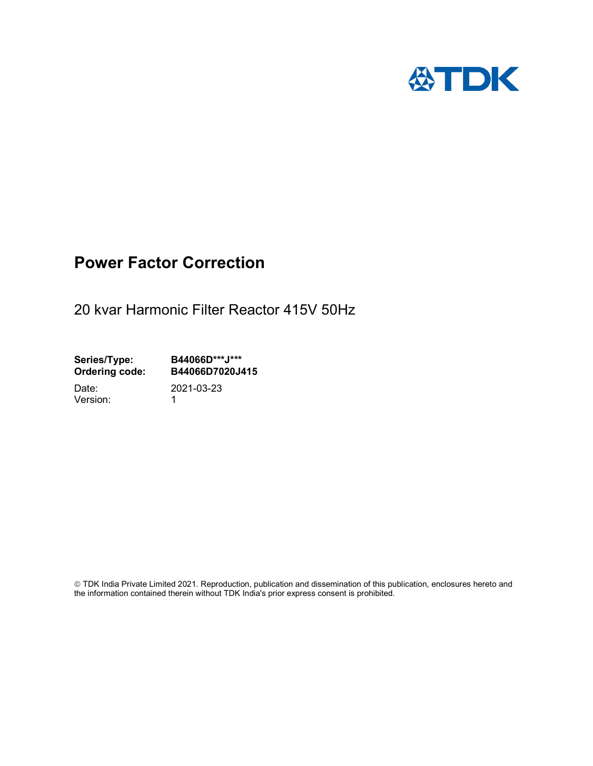# Power Factor Correction

20 kvar Harmonic Filter Reactor 415V 50Hz

**Series/Type:** **B44066D***J*****
**Ordering code:** **B44066D7020J415**

Date: 2021-03-23
Version: 1

© TDK India Private Limited 2021. Reproduction, publication and dissemination of this publication, enclosures hereto and the information contained therein without TDK India's prior express consent is prohibited.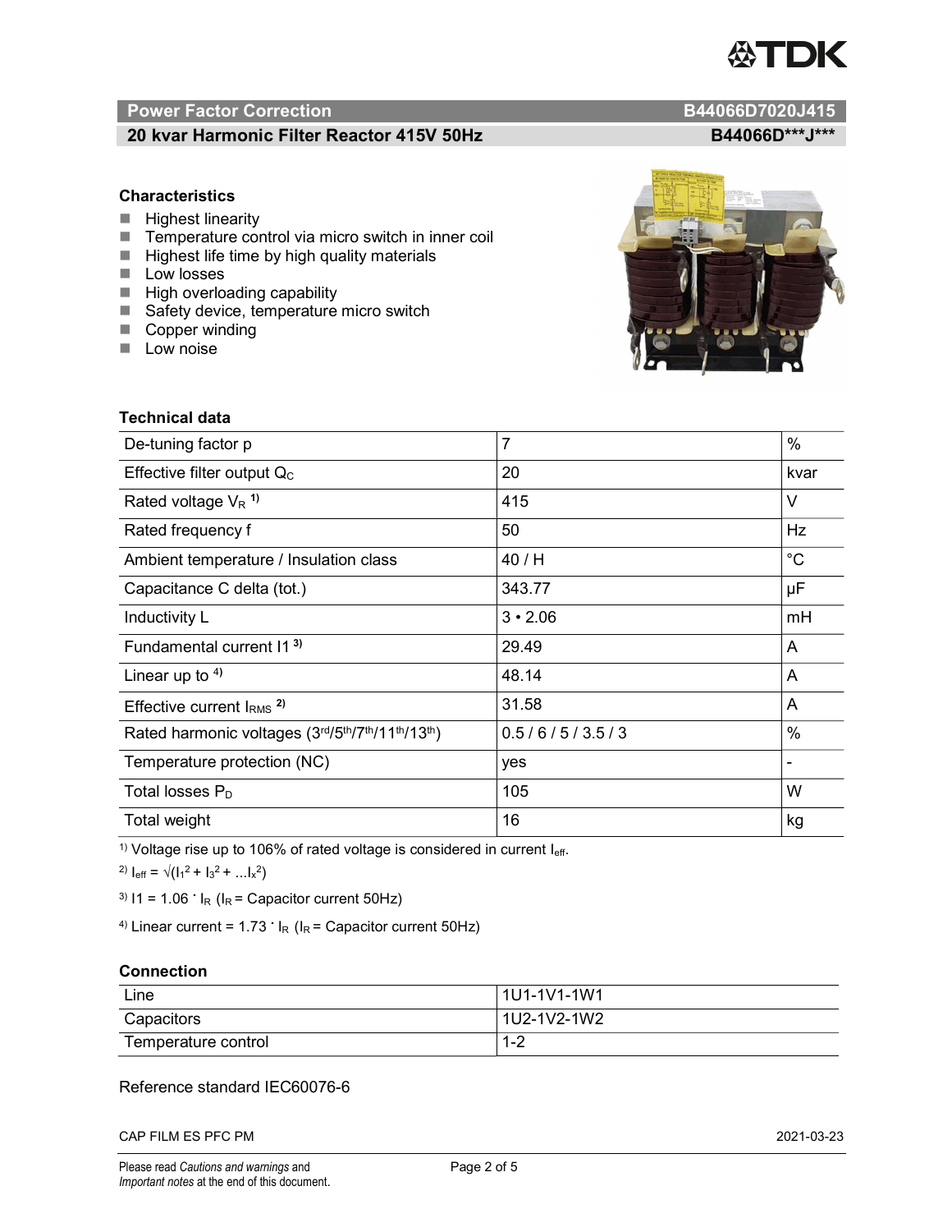## Power Factor Correction — B44066D7020J415

### 20 kvar Harmonic Filter Reactor 415V 50Hz — B44066D***J***

### Characteristics

- Highest linearity
- Temperature control via micro switch in inner coil
- Highest life time by high quality materials
- Low losses
- High overloading capability
- Safety device, temperature micro switch
- Copper winding
- Low noise

### Technical data

| | | |
|---|---|---|
| De-tuning factor p | 7 | % |
| Effective filter output $Q_C$ | 20 | kvar |
| Rated voltage $V_R$ [1] | 415 | V |
| Rated frequency f | 50 | Hz |
| Ambient temperature / Insulation class | 40 / H | °C |
| Capacitance C delta (tot.) | 343.77 | µF |
| Inductivity L | 3 • 2.06 | mH |
| Fundamental current I1 [3] | 29.49 | A |
| Linear up to [4] | 48.14 | A |
| Effective current $I_{RMS}$ [2] | 31.58 | A |
| Rated harmonic voltages (3rd/5th/7th/11th/13th) | 0.5 / 6 / 5 / 3.5 / 3 | % |
| Temperature protection (NC) | yes | - |
| Total losses $P_D$ | 105 | W |
| Total weight | 16 | kg |

[1] Voltage rise up to 106% of rated voltage is considered in current $I_{eff}$.

[2] $I_{eff} = \sqrt{(I_1^2 + I_3^2 + \ldots I_x^2)}$

[3] $I1 = 1.06 \cdot I_R$ ($I_R$ = Capacitor current 50Hz)

[4] Linear current = $1.73 \cdot I_R$ ($I_R$ = Capacitor current 50Hz)

### Connection

| | |
|---|---|
| Line | 1U1-1V1-1W1 |
| Capacitors | 1U2-1V2-1W2 |
| Temperature control | 1-2 |

Reference standard IEC60076-6

CAP FILM ES PFC PM — 2021-03-23

Please read *Cautions and warnings* and *Important notes* at the end of this document.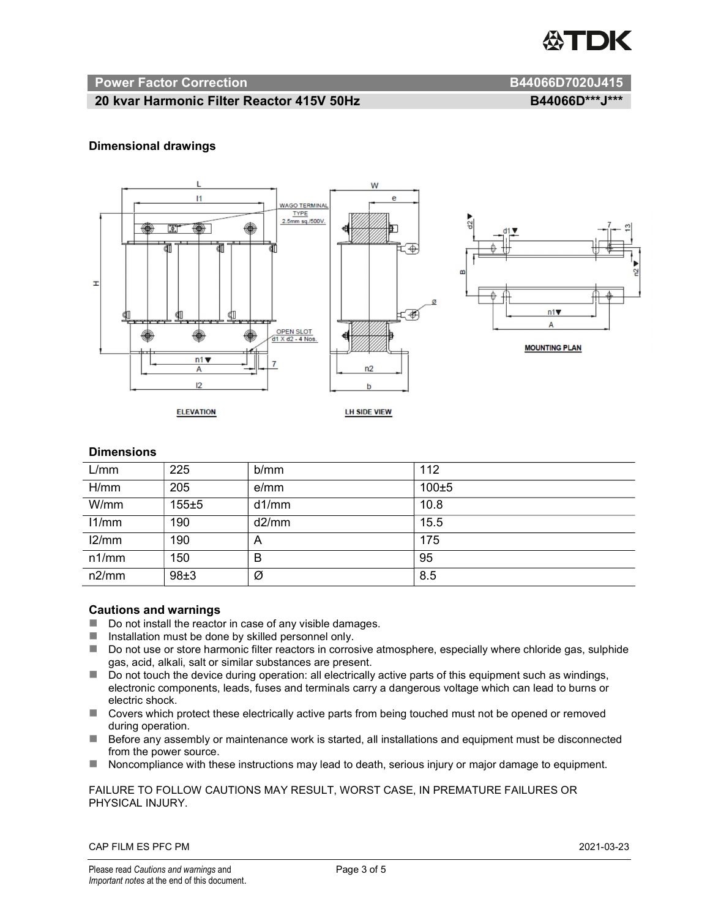## Power Factor Correction B44066D7020J415

## 20 kvar Harmonic Filter Reactor 415V 50Hz B44066D***J***

### Dimensional drawings

### Dimensions

| L/mm | 225 | b/mm | 112 |
|---|---|---|---|
| H/mm | 205 | e/mm | 100±5 |
| W/mm | 155±5 | d1/mm | 10.8 |
| l1/mm | 190 | d2/mm | 15.5 |
| l2/mm | 190 | A | 175 |
| n1/mm | 150 | B | 95 |
| n2/mm | 98±3 | Ø | 8.5 |

### Cautions and warnings

- Do not install the reactor in case of any visible damages.
- Installation must be done by skilled personnel only.
- Do not use or store harmonic filter reactors in corrosive atmosphere, especially where chloride gas, sulphide gas, acid, alkali, salt or similar substances are present.
- Do not touch the device during operation: all electrically active parts of this equipment such as windings, electronic components, leads, fuses and terminals carry a dangerous voltage which can lead to burns or electric shock.
- Covers which protect these electrically active parts from being touched must not be opened or removed during operation.
- Before any assembly or maintenance work is started, all installations and equipment must be disconnected from the power source.
- Noncompliance with these instructions may lead to death, serious injury or major damage to equipment.

FAILURE TO FOLLOW CAUTIONS MAY RESULT, WORST CASE, IN PREMATURE FAILURES OR PHYSICAL INJURY.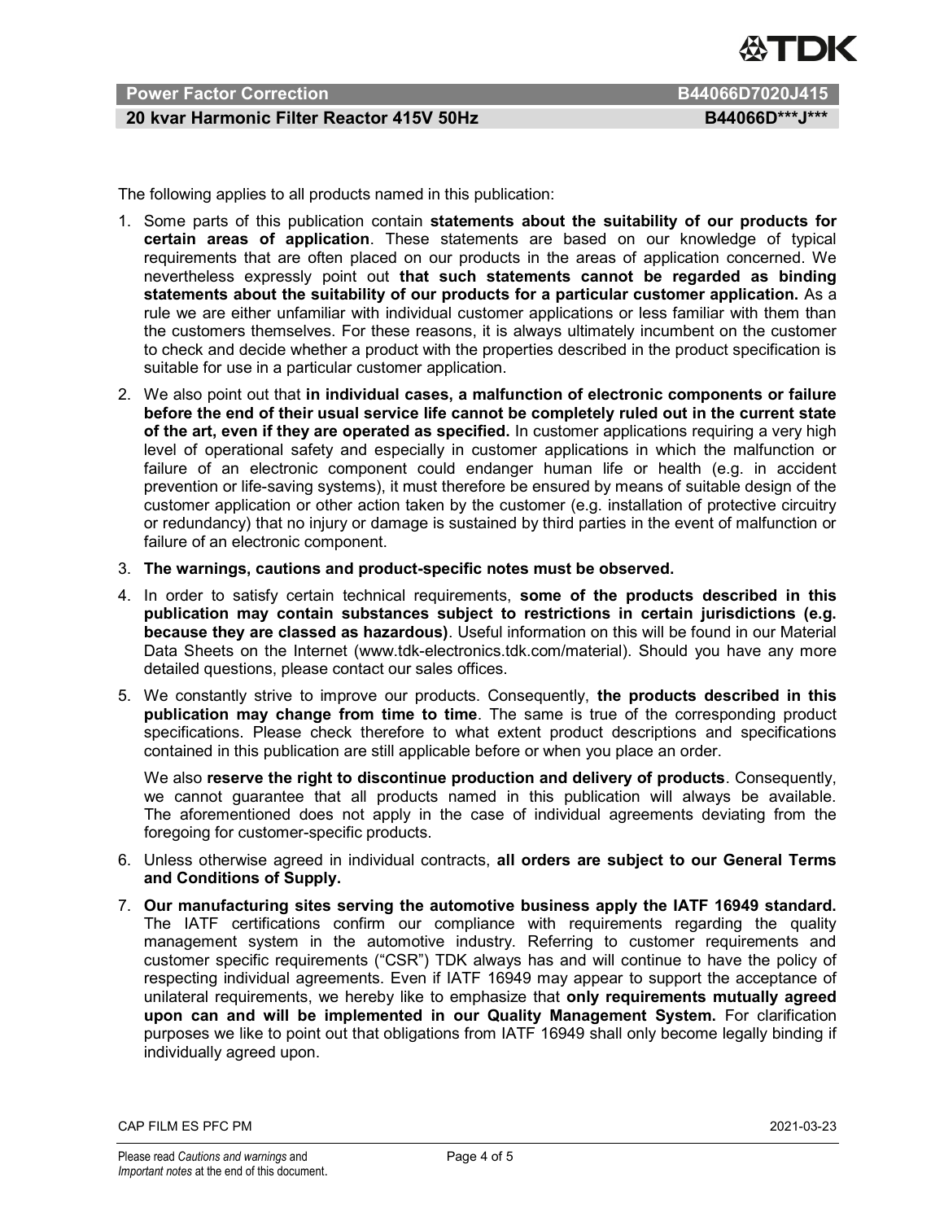The following applies to all products named in this publication:

1. Some parts of this publication contain **statements about the suitability of our products for certain areas of application**. These statements are based on our knowledge of typical requirements that are often placed on our products in the areas of application concerned. We nevertheless expressly point out **that such statements cannot be regarded as binding statements about the suitability of our products for a particular customer application.** As a rule we are either unfamiliar with individual customer applications or less familiar with them than the customers themselves. For these reasons, it is always ultimately incumbent on the customer to check and decide whether a product with the properties described in the product specification is suitable for use in a particular customer application.
2. We also point out that **in individual cases, a malfunction of electronic components or failure before the end of their usual service life cannot be completely ruled out in the current state of the art, even if they are operated as specified.** In customer applications requiring a very high level of operational safety and especially in customer applications in which the malfunction or failure of an electronic component could endanger human life or health (e.g. in accident prevention or life-saving systems), it must therefore be ensured by means of suitable design of the customer application or other action taken by the customer (e.g. installation of protective circuitry or redundancy) that no injury or damage is sustained by third parties in the event of malfunction or failure of an electronic component.
3. **The warnings, cautions and product-specific notes must be observed.**
4. In order to satisfy certain technical requirements, **some of the products described in this publication may contain substances subject to restrictions in certain jurisdictions (e.g. because they are classed as hazardous)**. Useful information on this will be found in our Material Data Sheets on the Internet (www.tdk-electronics.tdk.com/material). Should you have any more detailed questions, please contact our sales offices.
5. We constantly strive to improve our products. Consequently, **the products described in this publication may change from time to time**. The same is true of the corresponding product specifications. Please check therefore to what extent product descriptions and specifications contained in this publication are still applicable before or when you place an order.

   We also **reserve the right to discontinue production and delivery of products**. Consequently, we cannot guarantee that all products named in this publication will always be available. The aforementioned does not apply in the case of individual agreements deviating from the foregoing for customer-specific products.
6. Unless otherwise agreed in individual contracts, **all orders are subject to our General Terms and Conditions of Supply.**
7. **Our manufacturing sites serving the automotive business apply the IATF 16949 standard.** The IATF certifications confirm our compliance with requirements regarding the quality management system in the automotive industry. Referring to customer requirements and customer specific requirements ("CSR") TDK always has and will continue to have the policy of respecting individual agreements. Even if IATF 16949 may appear to support the acceptance of unilateral requirements, we hereby like to emphasize that **only requirements mutually agreed upon can and will be implemented in our Quality Management System.** For clarification purposes we like to point out that obligations from IATF 16949 shall only become legally binding if individually agreed upon.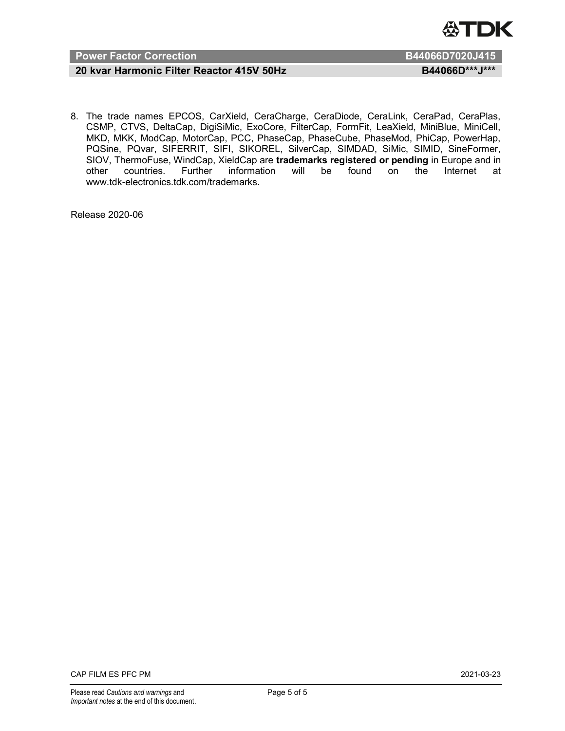8. The trade names EPCOS, CarXield, CeraCharge, CeraDiode, CeraLink, CeraPad, CeraPlas, CSMP, CTVS, DeltaCap, DigiSiMic, ExoCore, FilterCap, FormFit, LeaXield, MiniBlue, MiniCell, MKD, MKK, ModCap, MotorCap, PCC, PhaseCap, PhaseCube, PhaseMod, PhiCap, PowerHap, PQSine, PQvar, SIFERRIT, SIFI, SIKOREL, SilverCap, SIMDAD, SiMic, SIMID, SineFormer, SIOV, ThermoFuse, WindCap, XieldCap are **trademarks registered or pending** in Europe and in other countries. Further information will be found on the Internet at www.tdk-electronics.tdk.com/trademarks.

Release 2020-06